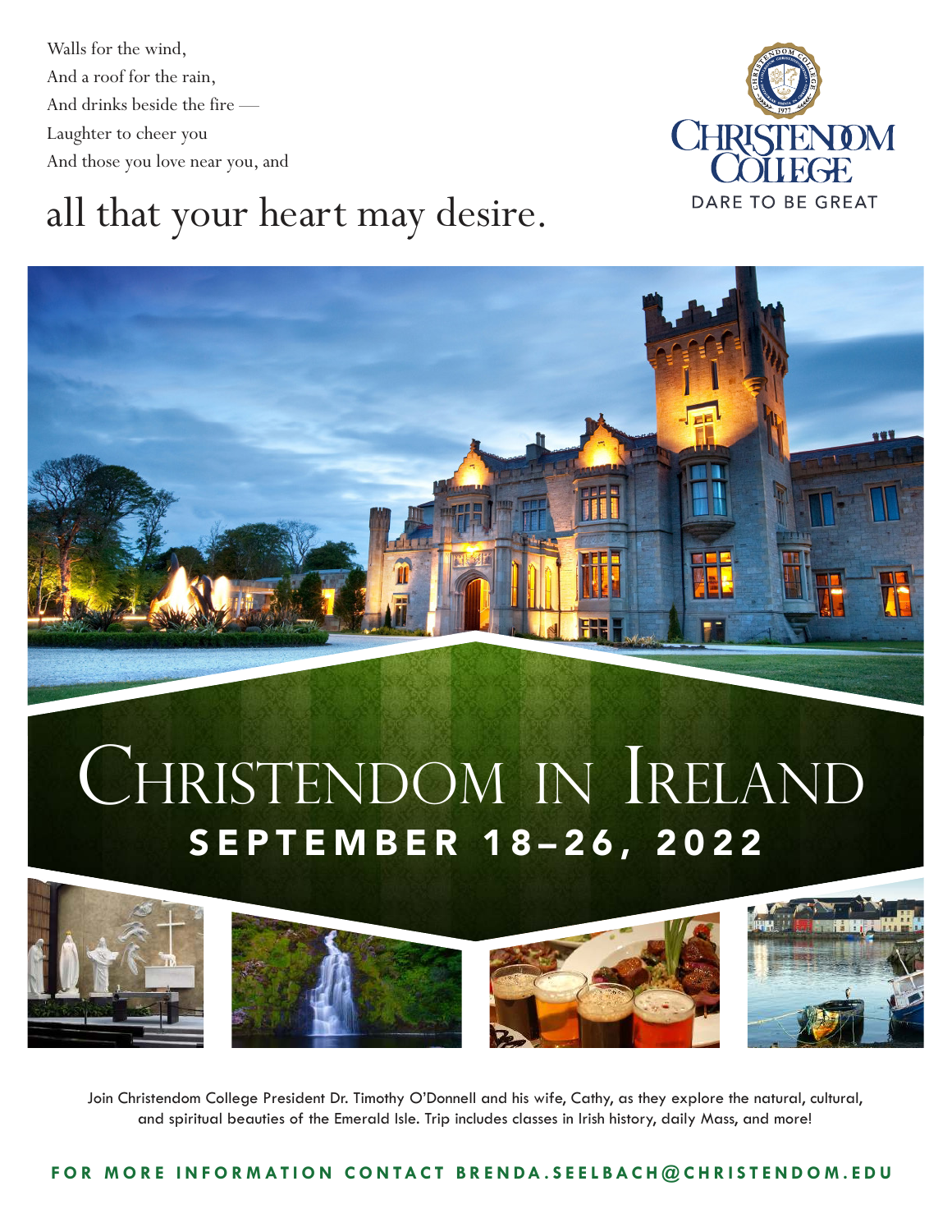Walls for the wind,
And a roof for the rain,
And drinks beside the fire —
Laughter to cheer you
And those you love near you, and

all that your heart may desire.

CHRISTENDOM COLLEGE
DARE TO BE GREAT

# Christendom in Ireland

## SEPTEMBER 18–26, 2022

Join Christendom College President Dr. Timothy O'Donnell and his wife, Cathy, as they explore the natural, cultural, and spiritual beauties of the Emerald Isle. Trip includes classes in Irish history, daily Mass, and more!

**FOR MORE INFORMATION CONTACT BRENDA.SEELBACH@CHRISTENDOM.EDU**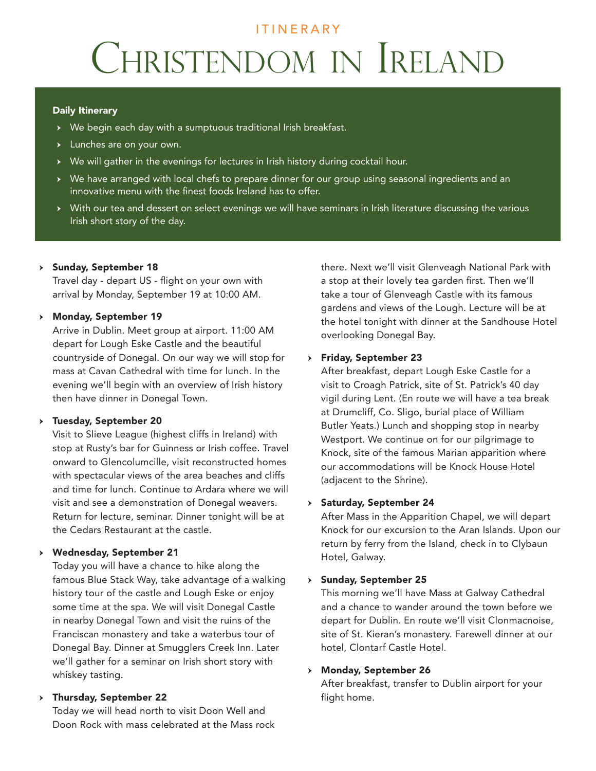ITINERARY

# Christendom in Ireland

**Daily Itinerary**

- We begin each day with a sumptuous traditional Irish breakfast.
- Lunches are on your own.
- We will gather in the evenings for lectures in Irish history during cocktail hour.
- We have arranged with local chefs to prepare dinner for our group using seasonal ingredients and an innovative menu with the finest foods Ireland has to offer.
- With our tea and dessert on select evenings we will have seminars in Irish literature discussing the various Irish short story of the day.

- **Sunday, September 18**
  Travel day - depart US - flight on your own with arrival by Monday, September 19 at 10:00 AM.

- **Monday, September 19**
  Arrive in Dublin. Meet group at airport. 11:00 AM depart for Lough Eske Castle and the beautiful countryside of Donegal. On our way we will stop for mass at Cavan Cathedral with time for lunch. In the evening we'll begin with an overview of Irish history then have dinner in Donegal Town.

- **Tuesday, September 20**
  Visit to Slieve League (highest cliffs in Ireland) with stop at Rusty's bar for Guinness or Irish coffee. Travel onward to Glencolumcille, visit reconstructed homes with spectacular views of the area beaches and cliffs and time for lunch. Continue to Ardara where we will visit and see a demonstration of Donegal weavers. Return for lecture, seminar. Dinner tonight will be at the Cedars Restaurant at the castle.

- **Wednesday, September 21**
  Today you will have a chance to hike along the famous Blue Stack Way, take advantage of a walking history tour of the castle and Lough Eske or enjoy some time at the spa. We will visit Donegal Castle in nearby Donegal Town and visit the ruins of the Franciscan monastery and take a waterbus tour of Donegal Bay. Dinner at Smugglers Creek Inn. Later we'll gather for a seminar on Irish short story with whiskey tasting.

- **Thursday, September 22**
  Today we will head north to visit Doon Well and Doon Rock with mass celebrated at the Mass rock there. Next we'll visit Glenveagh National Park with a stop at their lovely tea garden first. Then we'll take a tour of Glenveagh Castle with its famous gardens and views of the Lough. Lecture will be at the hotel tonight with dinner at the Sandhouse Hotel overlooking Donegal Bay.

- **Friday, September 23**
  After breakfast, depart Lough Eske Castle for a visit to Croagh Patrick, site of St. Patrick's 40 day vigil during Lent. (En route we will have a tea break at Drumcliff, Co. Sligo, burial place of William Butler Yeats.) Lunch and shopping stop in nearby Westport. We continue on for our pilgrimage to Knock, site of the famous Marian apparition where our accommodations will be Knock House Hotel (adjacent to the Shrine).

- **Saturday, September 24**
  After Mass in the Apparition Chapel, we will depart Knock for our excursion to the Aran Islands. Upon our return by ferry from the Island, check in to Clybaun Hotel, Galway.

- **Sunday, September 25**
  This morning we'll have Mass at Galway Cathedral and a chance to wander around the town before we depart for Dublin. En route we'll visit Clonmacnoise, site of St. Kieran's monastery. Farewell dinner at our hotel, Clontarf Castle Hotel.

- **Monday, September 26**
  After breakfast, transfer to Dublin airport for your flight home.